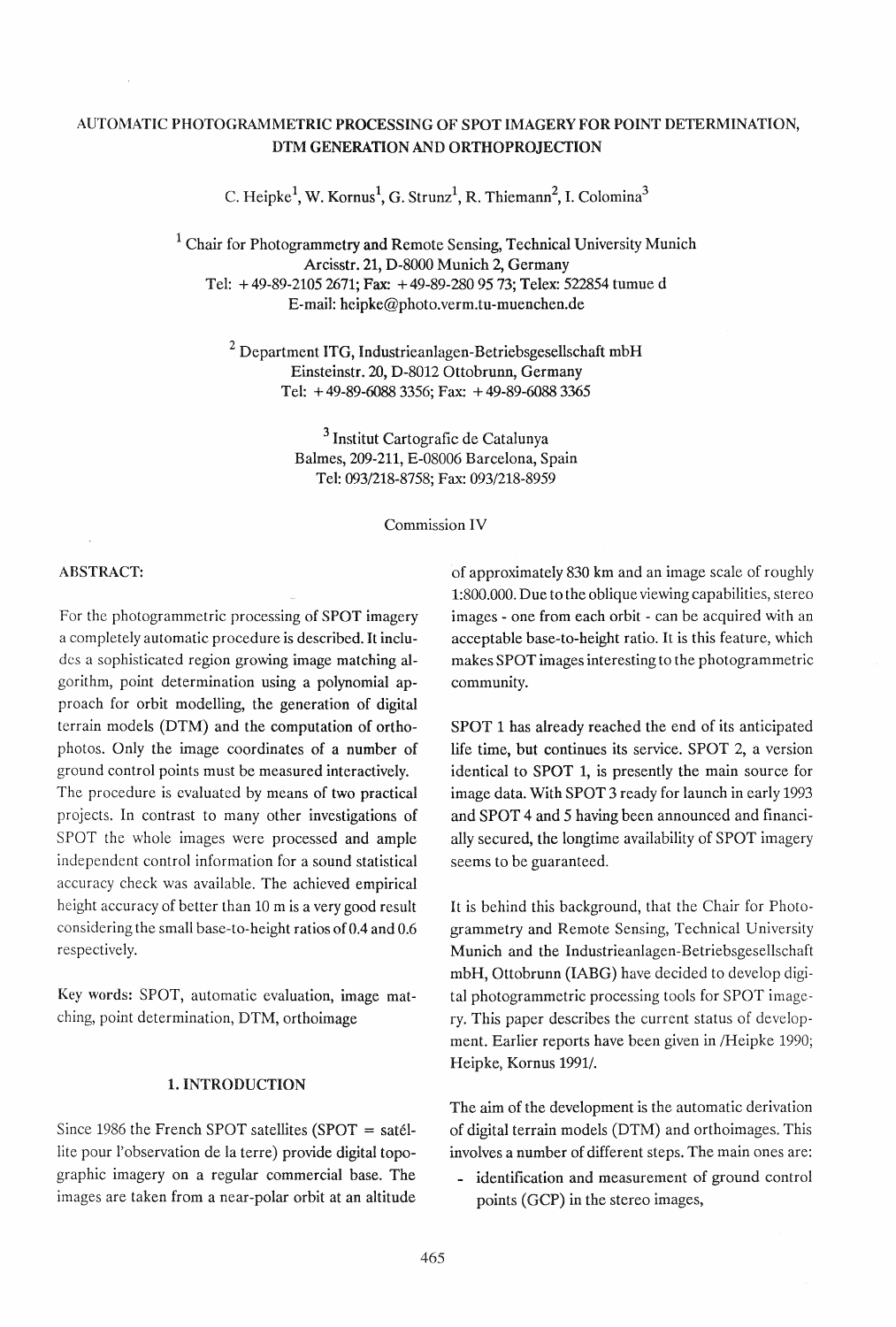# AUTOMATIC PHOTOGRAMMETRIC PROCESSING OF SPOT IMAGERY FOR POINT DETERMINATION, DTM GENERATION AND ORTHOPROJECTION

C. Heipke[1], W. Kornus[1], G. Strunz[1], R. Thiemann[2], I. Colomina[3]

[1] Chair for Photogrammetry and Remote Sensing, Technical University Munich
Arcisstr. 21, D-8000 Munich 2, Germany
Tel: +49-89-2105 2671; Fax: +49-89-280 95 73; Telex: 522854 tumue d
E-mail: heipke@photo.verm.tu-muenchen.de

[2] Department ITG, Industrieanlagen-Betriebsgesellschaft mbH
Einsteinstr. 20, D-8012 Ottobrunn, Germany
Tel: +49-89-6088 3356; Fax: +49-89-6088 3365

[3] Institut Cartografic de Catalunya
Balmes, 209-211, E-08006 Barcelona, Spain
Tel: 093/218-8758; Fax: 093/218-8959

Commission IV

ABSTRACT:

For the photogrammetric processing of SPOT imagery a completely automatic procedure is described. It includes a sophisticated region growing image matching algorithm, point determination using a polynomial approach for orbit modelling, the generation of digital terrain models (DTM) and the computation of orthophotos. Only the image coordinates of a number of ground control points must be measured interactively. The procedure is evaluated by means of two practical projects. In contrast to many other investigations of SPOT the whole images were processed and ample independent control information for a sound statistical accuracy check was available. The achieved empirical height accuracy of better than 10 m is a very good result considering the small base-to-height ratios of 0.4 and 0.6 respectively.

Key words: SPOT, automatic evaluation, image matching, point determination, DTM, orthoimage

## 1. INTRODUCTION

Since 1986 the French SPOT satellites (SPOT = satéllite pour l'observation de la terre) provide digital topographic imagery on a regular commercial base. The images are taken from a near-polar orbit at an altitude of approximately 830 km and an image scale of roughly 1:800.000. Due to the oblique viewing capabilities, stereo images - one from each orbit - can be acquired with an acceptable base-to-height ratio. It is this feature, which makes SPOT images interesting to the photogrammetric community.

SPOT 1 has already reached the end of its anticipated life time, but continues its service. SPOT 2, a version identical to SPOT 1, is presently the main source for image data. With SPOT 3 ready for launch in early 1993 and SPOT 4 and 5 having been announced and financially secured, the longtime availability of SPOT imagery seems to be guaranteed.

It is behind this background, that the Chair for Photogrammetry and Remote Sensing, Technical University Munich and the Industrieanlagen-Betriebsgesellschaft mbH, Ottobrunn (IABG) have decided to develop digital photogrammetric processing tools for SPOT imagery. This paper describes the current status of development. Earlier reports have been given in /Heipke 1990; Heipke, Kornus 1991/.

The aim of the development is the automatic derivation of digital terrain models (DTM) and orthoimages. This involves a number of different steps. The main ones are:

- identification and measurement of ground control points (GCP) in the stereo images,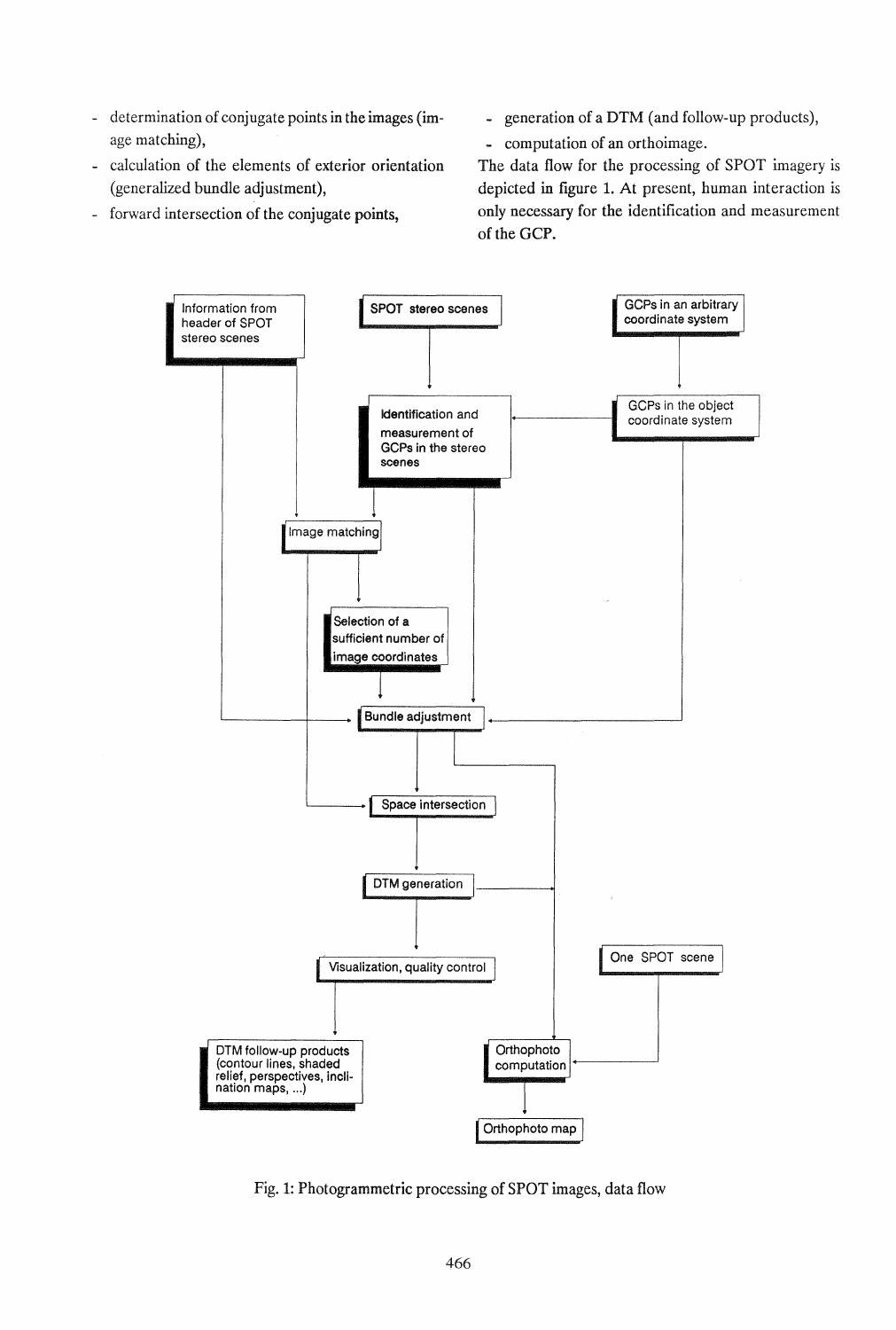- determination of conjugate points in the images (image matching),
- calculation of the elements of exterior orientation (generalized bundle adjustment),
- forward intersection of the conjugate points,
- generation of a DTM (and follow-up products),
- computation of an orthoimage.

The data flow for the processing of SPOT imagery is depicted in figure 1. At present, human interaction is only necessary for the identification and measurement of the GCP.

Fig. 1: Photogrammetric processing of SPOT images, data flow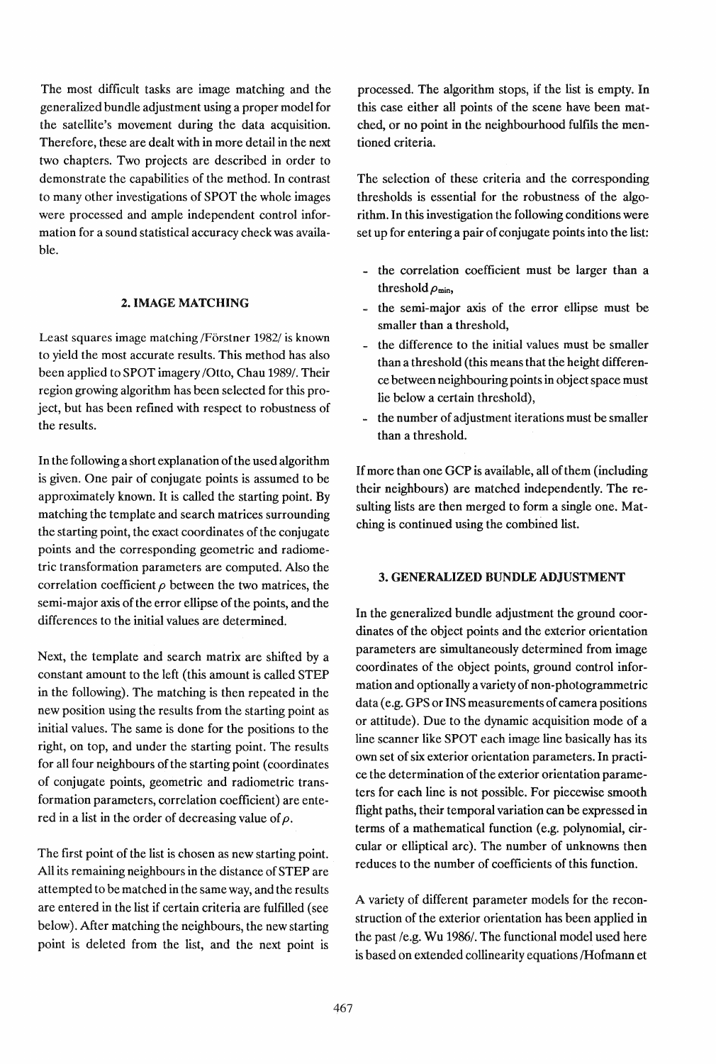The most difficult tasks are image matching and the generalized bundle adjustment using a proper model for the satellite's movement during the data acquisition. Therefore, these are dealt with in more detail in the next two chapters. Two projects are described in order to demonstrate the capabilities of the method. In contrast to many other investigations of SPOT the whole images were processed and ample independent control information for a sound statistical accuracy check was available.

## 2. IMAGE MATCHING

Least squares image matching /Förstner 1982/ is known to yield the most accurate results. This method has also been applied to SPOT imagery /Otto, Chau 1989/. Their region growing algorithm has been selected for this project, but has been refined with respect to robustness of the results.

In the following a short explanation of the used algorithm is given. One pair of conjugate points is assumed to be approximately known. It is called the starting point. By matching the template and search matrices surrounding the starting point, the exact coordinates of the conjugate points and the corresponding geometric and radiometric transformation parameters are computed. Also the correlation coefficient $\rho$ between the two matrices, the semi-major axis of the error ellipse of the points, and the differences to the initial values are determined.

Next, the template and search matrix are shifted by a constant amount to the left (this amount is called STEP in the following). The matching is then repeated in the new position using the results from the starting point as initial values. The same is done for the positions to the right, on top, and under the starting point. The results for all four neighbours of the starting point (coordinates of conjugate points, geometric and radiometric transformation parameters, correlation coefficient) are entered in a list in the order of decreasing value of $\rho$.

The first point of the list is chosen as new starting point. All its remaining neighbours in the distance of STEP are attempted to be matched in the same way, and the results are entered in the list if certain criteria are fulfilled (see below). After matching the neighbours, the new starting point is deleted from the list, and the next point is processed. The algorithm stops, if the list is empty. In this case either all points of the scene have been matched, or no point in the neighbourhood fulfils the mentioned criteria.

The selection of these criteria and the corresponding thresholds is essential for the robustness of the algorithm. In this investigation the following conditions were set up for entering a pair of conjugate points into the list:

- the correlation coefficient must be larger than a threshold $\rho_{min}$,
- the semi-major axis of the error ellipse must be smaller than a threshold,
- the difference to the initial values must be smaller than a threshold (this means that the height difference between neighbouring points in object space must lie below a certain threshold),
- the number of adjustment iterations must be smaller than a threshold.

If more than one GCP is available, all of them (including their neighbours) are matched independently. The resulting lists are then merged to form a single one. Matching is continued using the combined list.

## 3. GENERALIZED BUNDLE ADJUSTMENT

In the generalized bundle adjustment the ground coordinates of the object points and the exterior orientation parameters are simultaneously determined from image coordinates of the object points, ground control information and optionally a variety of non-photogrammetric data (e.g. GPS or INS measurements of camera positions or attitude). Due to the dynamic acquisition mode of a line scanner like SPOT each image line basically has its own set of six exterior orientation parameters. In practice the determination of the exterior orientation parameters for each line is not possible. For piecewise smooth flight paths, their temporal variation can be expressed in terms of a mathematical function (e.g. polynomial, circular or elliptical arc). The number of unknowns then reduces to the number of coefficients of this function.

A variety of different parameter models for the reconstruction of the exterior orientation has been applied in the past /e.g. Wu 1986/. The functional model used here is based on extended collinearity equations /Hofmann et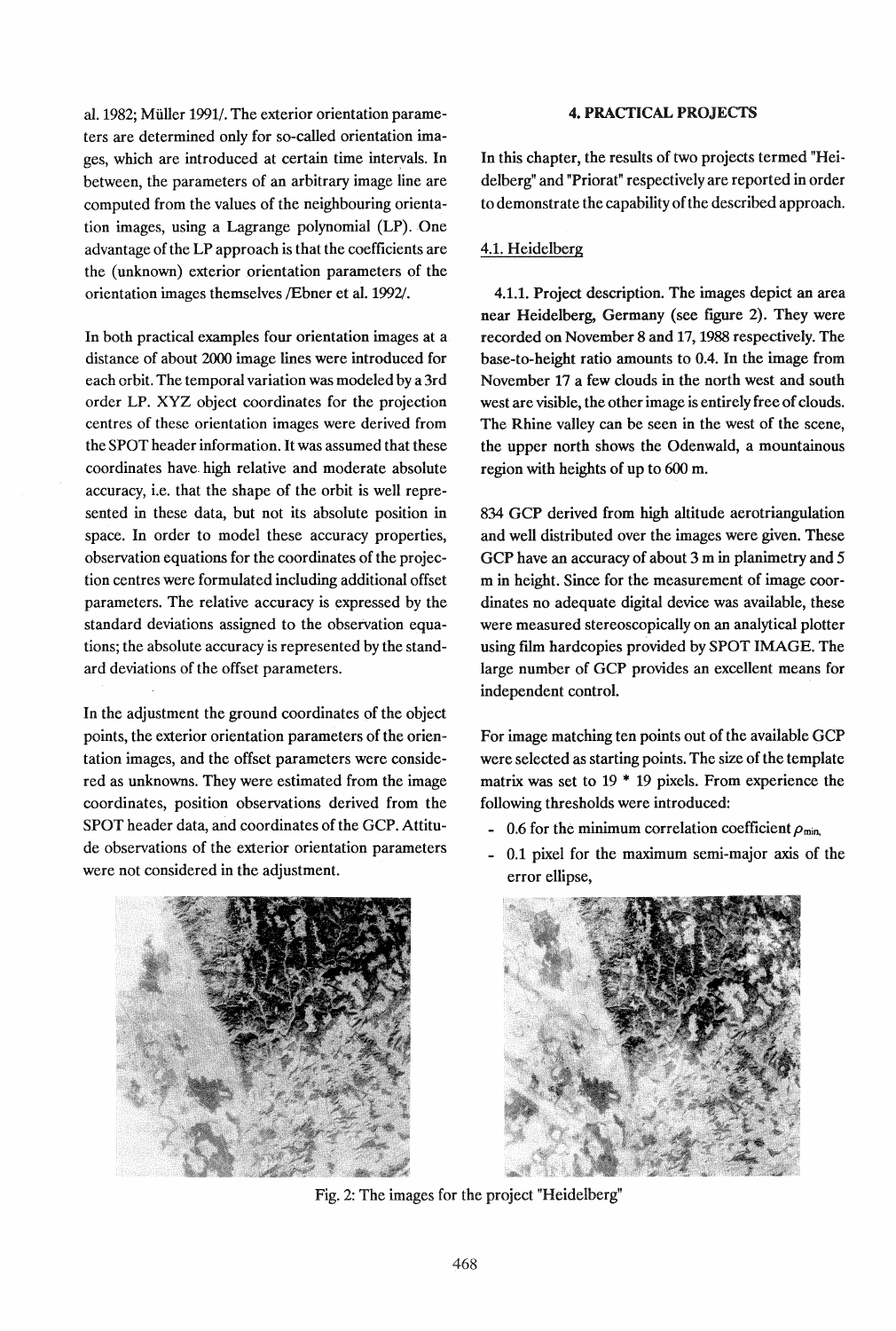al. 1982; Müller 1991/. The exterior orientation parameters are determined only for so-called orientation images, which are introduced at certain time intervals. In between, the parameters of an arbitrary image line are computed from the values of the neighbouring orientation images, using a Lagrange polynomial (LP). One advantage of the LP approach is that the coefficients are the (unknown) exterior orientation parameters of the orientation images themselves /Ebner et al. 1992/.

In both practical examples four orientation images at a distance of about 2000 image lines were introduced for each orbit. The temporal variation was modeled by a 3rd order LP. XYZ object coordinates for the projection centres of these orientation images were derived from the SPOT header information. It was assumed that these coordinates have high relative and moderate absolute accuracy, i.e. that the shape of the orbit is well represented in these data, but not its absolute position in space. In order to model these accuracy properties, observation equations for the coordinates of the projection centres were formulated including additional offset parameters. The relative accuracy is expressed by the standard deviations assigned to the observation equations; the absolute accuracy is represented by the standard deviations of the offset parameters.

In the adjustment the ground coordinates of the object points, the exterior orientation parameters of the orientation images, and the offset parameters were considered as unknowns. They were estimated from the image coordinates, position observations derived from the SPOT header data, and coordinates of the GCP. Attitude observations of the exterior orientation parameters were not considered in the adjustment.

## 4. PRACTICAL PROJECTS

In this chapter, the results of two projects termed "Heidelberg" and "Priorat" respectively are reported in order to demonstrate the capability of the described approach.

### 4.1. Heidelberg

**4.1.1. Project description.** The images depict an area near Heidelberg, Germany (see figure 2). They were recorded on November 8 and 17, 1988 respectively. The base-to-height ratio amounts to 0.4. In the image from November 17 a few clouds in the north west and south west are visible, the other image is entirely free of clouds. The Rhine valley can be seen in the west of the scene, the upper north shows the Odenwald, a mountainous region with heights of up to 600 m.

834 GCP derived from high altitude aerotriangulation and well distributed over the images were given. These GCP have an accuracy of about 3 m in planimetry and 5 m in height. Since for the measurement of image coordinates no adequate digital device was available, these were measured stereoscopically on an analytical plotter using film hardcopies provided by SPOT IMAGE. The large number of GCP provides an excellent means for independent control.

For image matching ten points out of the available GCP were selected as starting points. The size of the template matrix was set to 19 * 19 pixels. From experience the following thresholds were introduced:

- 0.6 for the minimum correlation coefficient $\rho_{min}$,
- 0.1 pixel for the maximum semi-major axis of the error ellipse,

Fig. 2: The images for the project "Heidelberg"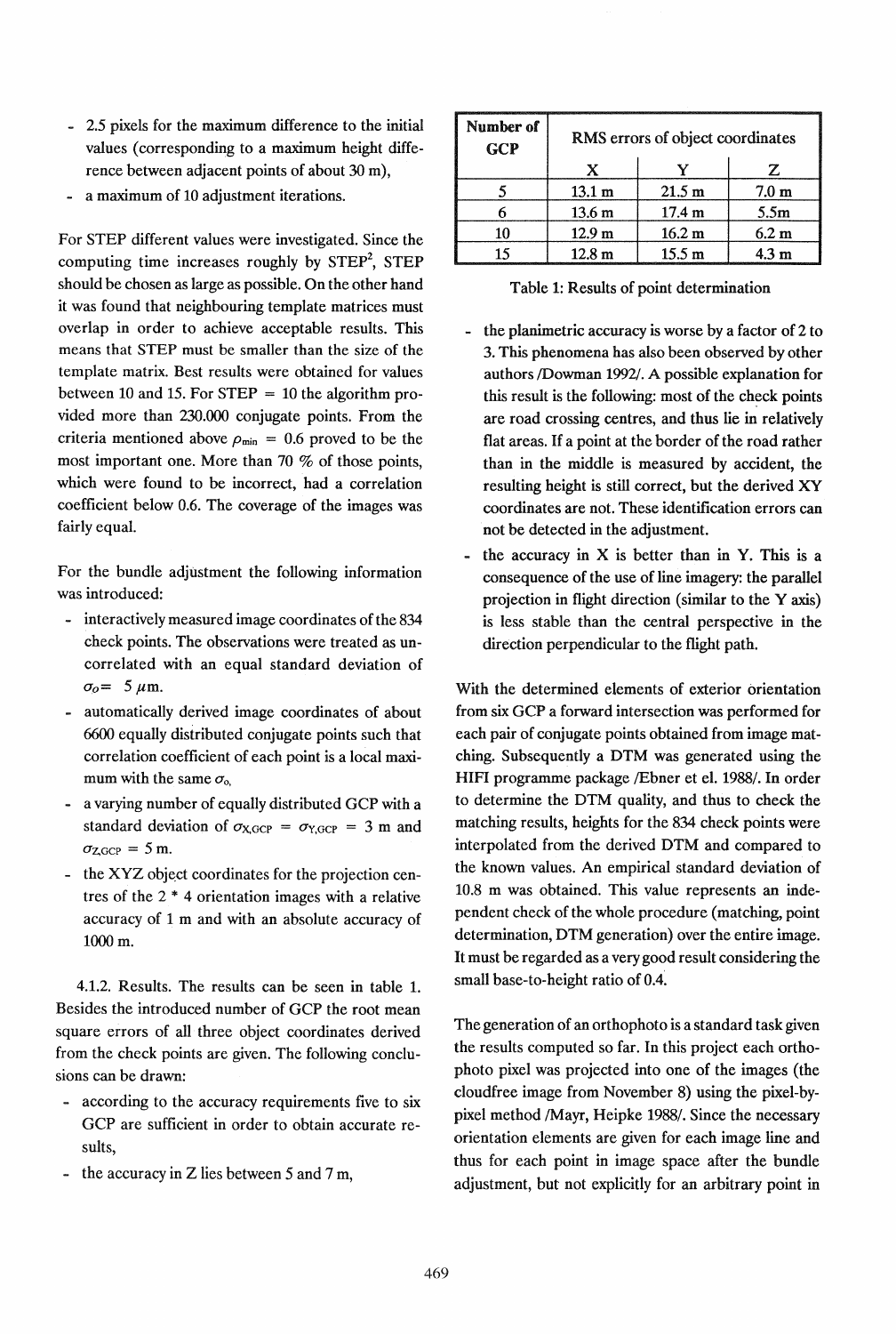- 2.5 pixels for the maximum difference to the initial values (corresponding to a maximum height difference between adjacent points of about 30 m),
- a maximum of 10 adjustment iterations.

For STEP different values were investigated. Since the computing time increases roughly by STEP$^2$, STEP should be chosen as large as possible. On the other hand it was found that neighbouring template matrices must overlap in order to achieve acceptable results. This means that STEP must be smaller than the size of the template matrix. Best results were obtained for values between 10 and 15. For STEP = 10 the algorithm provided more than 230.000 conjugate points. From the criteria mentioned above $\rho_{min} = 0.6$ proved to be the most important one. More than 70 % of those points, which were found to be incorrect, had a correlation coefficient below 0.6. The coverage of the images was fairly equal.

For the bundle adjustment the following information was introduced:

- interactively measured image coordinates of the 834 check points. The observations were treated as uncorrelated with an equal standard deviation of $\sigma_o = 5\ \mu m$.
- automatically derived image coordinates of about 6600 equally distributed conjugate points such that correlation coefficient of each point is a local maximum with the same $\sigma_o$.
- a varying number of equally distributed GCP with a standard deviation of $\sigma_{X,GCP} = \sigma_{Y,GCP} = 3$ m and $\sigma_{Z,GCP} = 5$ m.
- the XYZ object coordinates for the projection centres of the 2 * 4 orientation images with a relative accuracy of 1 m and with an absolute accuracy of 1000 m.

4.1.2. Results. The results can be seen in table 1. Besides the introduced number of GCP the root mean square errors of all three object coordinates derived from the check points are given. The following conclusions can be drawn:

- according to the accuracy requirements five to six GCP are sufficient in order to obtain accurate results,
- the accuracy in Z lies between 5 and 7 m,

| Number of GCP | RMS errors of object coordinates | | |
|---|---|---|---|
| | X | Y | Z |
| 5 | 13.1 m | 21.5 m | 7.0 m |
| 6 | 13.6 m | 17.4 m | 5.5m |
| 10 | 12.9 m | 16.2 m | 6.2 m |
| 15 | 12.8 m | 15.5 m | 4.3 m |

Table 1: Results of point determination

- the planimetric accuracy is worse by a factor of 2 to 3. This phenomena has also been observed by other authors /Dowman 1992/. A possible explanation for this result is the following: most of the check points are road crossing centres, and thus lie in relatively flat areas. If a point at the border of the road rather than in the middle is measured by accident, the resulting height is still correct, but the derived XY coordinates are not. These identification errors can not be detected in the adjustment.
- the accuracy in X is better than in Y. This is a consequence of the use of line imagery: the parallel projection in flight direction (similar to the Y axis) is less stable than the central perspective in the direction perpendicular to the flight path.

With the determined elements of exterior orientation from six GCP a forward intersection was performed for each pair of conjugate points obtained from image matching. Subsequently a DTM was generated using the HIFI programme package /Ebner et el. 1988/. In order to determine the DTM quality, and thus to check the matching results, heights for the 834 check points were interpolated from the derived DTM and compared to the known values. An empirical standard deviation of 10.8 m was obtained. This value represents an independent check of the whole procedure (matching, point determination, DTM generation) over the entire image. It must be regarded as a very good result considering the small base-to-height ratio of 0.4.

The generation of an orthophoto is a standard task given the results computed so far. In this project each orthophoto pixel was projected into one of the images (the cloudfree image from November 8) using the pixel-by-pixel method /Mayr, Heipke 1988/. Since the necessary orientation elements are given for each image line and thus for each point in image space after the bundle adjustment, but not explicitly for an arbitrary point in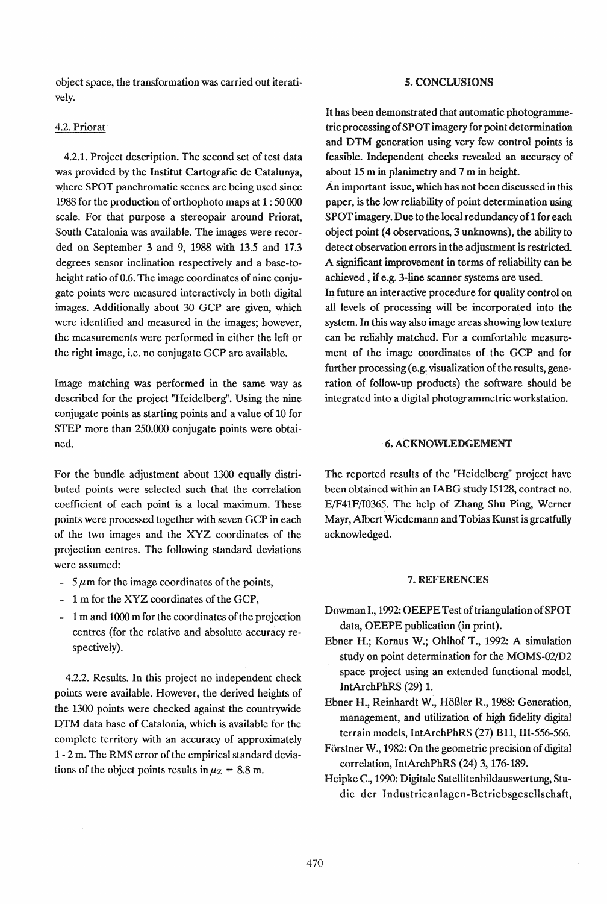object space, the transformation was carried out iteratively.

### 4.2. Priorat

4.2.1. Project description. The second set of test data was provided by the Institut Cartografic de Catalunya, where SPOT panchromatic scenes are being used since 1988 for the production of orthophoto maps at 1 : 50 000 scale. For that purpose a stereopair around Priorat, South Catalonia was available. The images were recorded on September 3 and 9, 1988 with 13.5 and 17.3 degrees sensor inclination respectively and a base-to-height ratio of 0.6. The image coordinates of nine conjugate points were measured interactively in both digital images. Additionally about 30 GCP are given, which were identified and measured in the images; however, the measurements were performed in either the left or the right image, i.e. no conjugate GCP are available.

Image matching was performed in the same way as described for the project "Heidelberg". Using the nine conjugate points as starting points and a value of 10 for STEP more than 250.000 conjugate points were obtained.

For the bundle adjustment about 1300 equally distributed points were selected such that the correlation coefficient of each point is a local maximum. These points were processed together with seven GCP in each of the two images and the XYZ coordinates of the projection centres. The following standard deviations were assumed:

- $5\,\mu$m for the image coordinates of the points,
- 1 m for the XYZ coordinates of the GCP,
- 1 m and 1000 m for the coordinates of the projection centres (for the relative and absolute accuracy respectively).

4.2.2. Results. In this project no independent check points were available. However, the derived heights of the 1300 points were checked against the countrywide DTM data base of Catalonia, which is available for the complete territory with an accuracy of approximately 1 - 2 m. The RMS error of the empirical standard deviations of the object points results in $\mu_Z = 8.8$ m.

## 5. CONCLUSIONS

**It has been demonstrated that automatic photogrammetric processing of SPOT imagery for point determination and DTM generation using very few control points is feasible. Independent checks revealed an accuracy of about 15 m in planimetry and 7 m in height.**

An important issue, which has not been discussed in this paper, is the low reliability of point determination using SPOT imagery. Due to the local redundancy of 1 for each object point (4 observations, 3 unknowns), the ability to detect observation errors in the adjustment is restricted. A significant improvement in terms of reliability can be achieved , if e.g. 3-line scanner systems are used.

In future an interactive procedure for quality control on all levels of processing will be incorporated into the system. In this way also image areas showing low texture can be reliably matched. For a comfortable measurement of the image coordinates of the GCP and for further processing (e.g. visualization of the results, generation of follow-up products) the software should be integrated into a digital photogrammetric workstation.

## 6. ACKNOWLEDGEMENT

The reported results of the "Heidelberg" project have been obtained within an IABG study I5128, contract no. E/F41F/I0365. The help of Zhang Shu Ping, Werner Mayr, Albert Wiedemann and Tobias Kunst is greatfully acknowledged.

## 7. REFERENCES

Dowman I., 1992: OEEPE Test of triangulation of SPOT data, OEEPE publication (in print).

Ebner H.; Kornus W.; Ohlhof T., 1992: A simulation study on point determination for the MOMS-02/D2 space project using an extended functional model, IntArchPhRS (29) 1.

Ebner H., Reinhardt W., Hößler R., 1988: Generation, management, and utilization of high fidelity digital terrain models, IntArchPhRS (27) B11, III-556-566.

Förstner W., 1982: On the geometric precision of digital correlation, IntArchPhRS (24) 3, 176-189.

Heipke C., 1990: Digitale Satellitenbildauswertung, Studie der Industrieanlagen-Betriebsgesellschaft,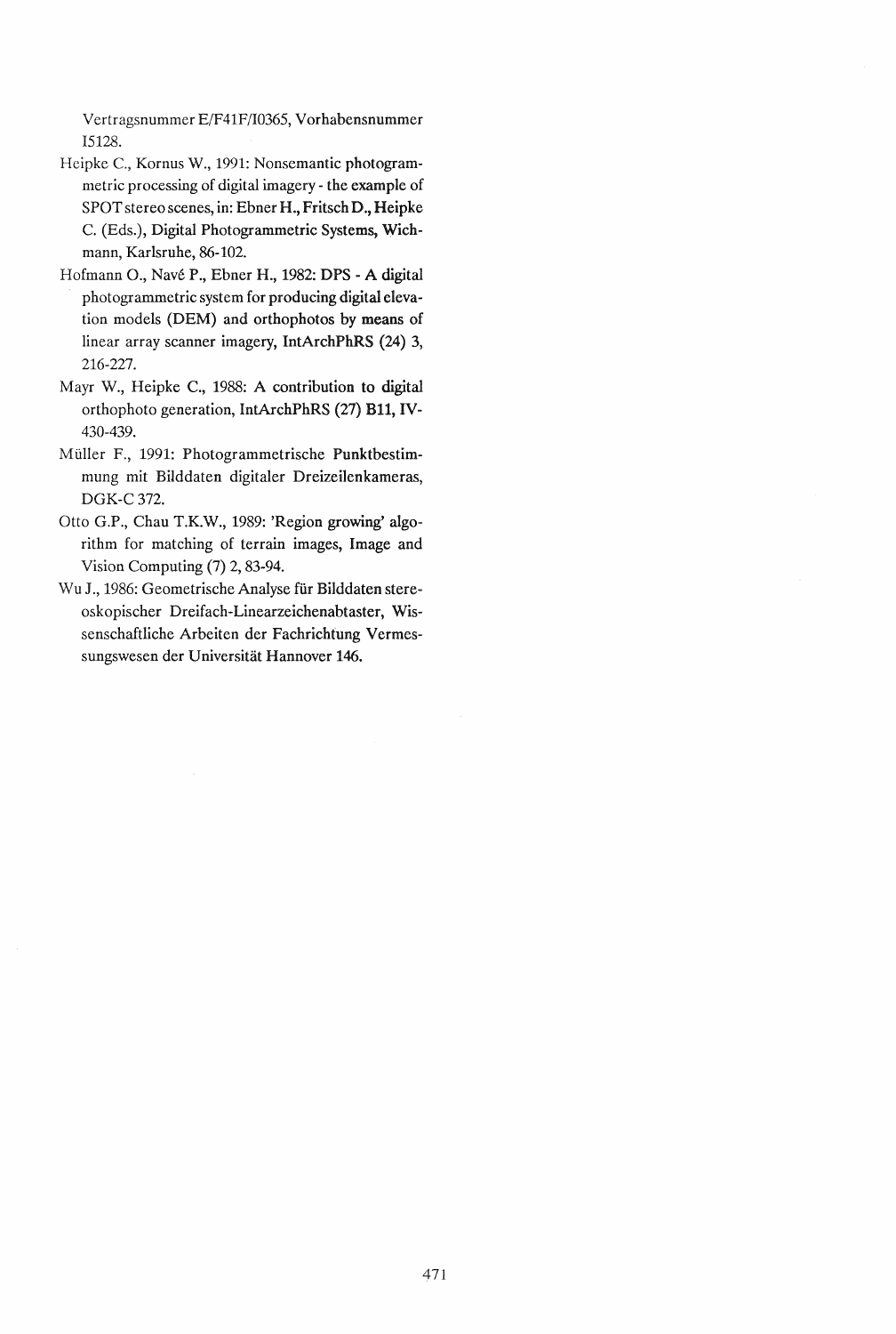Vertragsnummer E/F41F/I0365, Vorhabensnummer I5128.

Heipke C., Kornus W., 1991: Nonsemantic photogrammetric processing of digital imagery - the example of SPOT stereo scenes, in: Ebner H., Fritsch D., Heipke C. (Eds.), Digital Photogrammetric Systems, Wichmann, Karlsruhe, 86-102.

Hofmann O., Navé P., Ebner H., 1982: DPS - A digital photogrammetric system for producing digital elevation models (DEM) and orthophotos by means of linear array scanner imagery, IntArchPhRS (24) 3, 216-227.

Mayr W., Heipke C., 1988: A contribution to digital orthophoto generation, IntArchPhRS (27) B11, IV-430-439.

Müller F., 1991: Photogrammetrische Punktbestimmung mit Bilddaten digitaler Dreizeilenkameras, DGK-C 372.

Otto G.P., Chau T.K.W., 1989: 'Region growing' algorithm for matching of terrain images, Image and Vision Computing (7) 2, 83-94.

Wu J., 1986: Geometrische Analyse für Bilddaten stereoskopischer Dreifach-Linearzeichenabtaster, Wissenschaftliche Arbeiten der Fachrichtung Vermessungswesen der Universität Hannover 146.